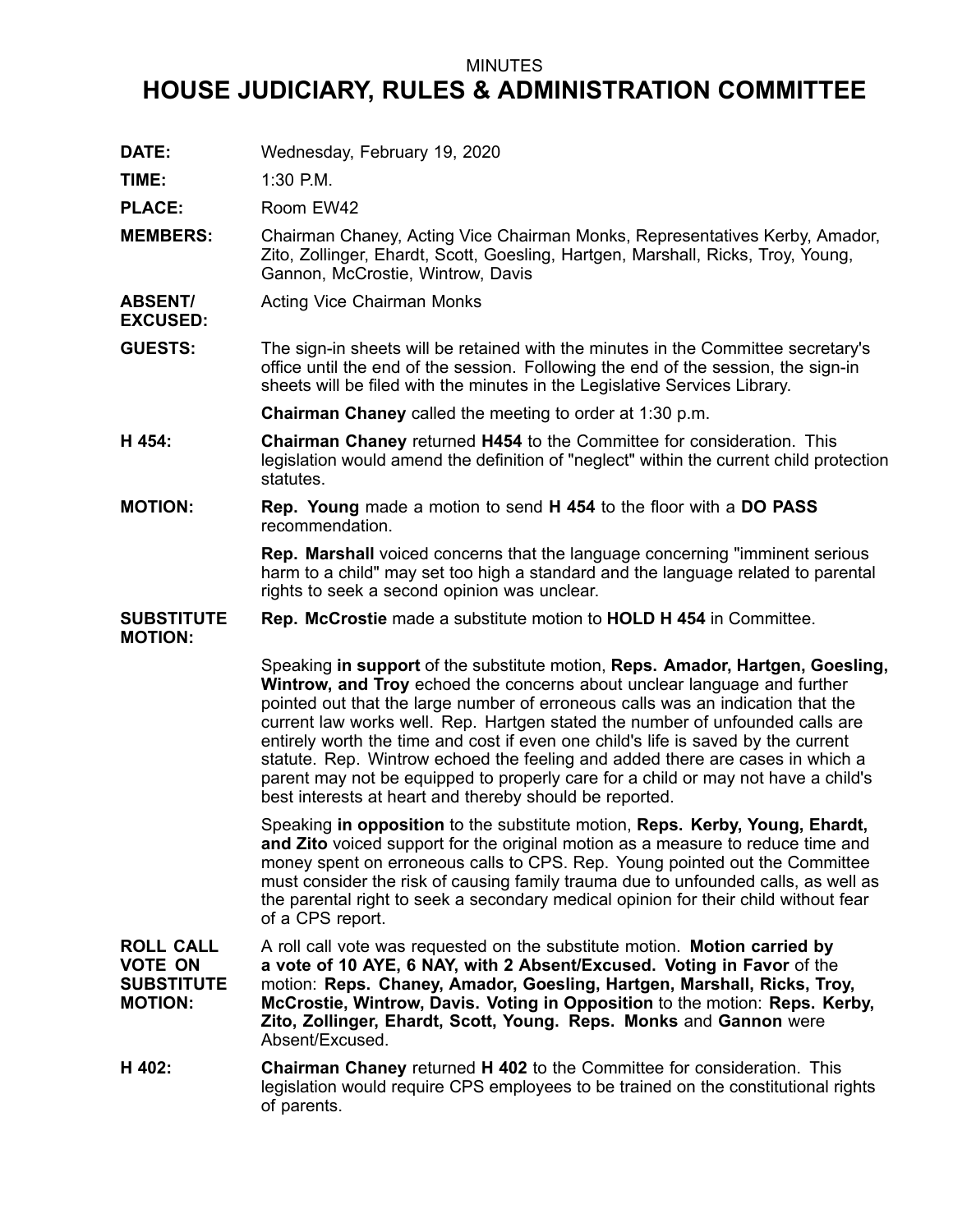MINUTES

# HOUSE JUDICIARY, RULES & ADMINISTRATION COMMITTEE

**DATE:** Wednesday, February 19, 2020

**TIME:** 1:30 P.M.

**PLACE:** Room EW42

**MEMBERS:** Chairman Chaney, Acting Vice Chairman Monks, Representatives Kerby, Amador, Zito, Zollinger, Ehardt, Scott, Goesling, Hartgen, Marshall, Ricks, Troy, Young, Gannon, McCrostie, Wintrow, Davis

**ABSENT/ EXCUSED:** Acting Vice Chairman Monks

**GUESTS:** The sign-in sheets will be retained with the minutes in the Committee secretary's office until the end of the session. Following the end of the session, the sign-in sheets will be filed with the minutes in the Legislative Services Library.

**Chairman Chaney** called the meeting to order at 1:30 p.m.

**H 454:** **Chairman Chaney** returned **H454** to the Committee for consideration. This legislation would amend the definition of "neglect" within the current child protection statutes.

**MOTION:** **Rep. Young** made a motion to send **H 454** to the floor with a **DO PASS** recommendation.

**Rep. Marshall** voiced concerns that the language concerning "imminent serious harm to a child" may set too high a standard and the language related to parental rights to seek a second opinion was unclear.

**SUBSTITUTE MOTION:** **Rep. McCrostie** made a substitute motion to **HOLD H 454** in Committee.

Speaking **in support** of the substitute motion, **Reps. Amador, Hartgen, Goesling, Wintrow, and Troy** echoed the concerns about unclear language and further pointed out that the large number of erroneous calls was an indication that the current law works well. Rep. Hartgen stated the number of unfounded calls are entirely worth the time and cost if even one child's life is saved by the current statute. Rep. Wintrow echoed the feeling and added there are cases in which a parent may not be equipped to properly care for a child or may not have a child's best interests at heart and thereby should be reported.

Speaking **in opposition** to the substitute motion, **Reps. Kerby, Young, Ehardt, and Zito** voiced support for the original motion as a measure to reduce time and money spent on erroneous calls to CPS. Rep. Young pointed out the Committee must consider the risk of causing family trauma due to unfounded calls, as well as the parental right to seek a secondary medical opinion for their child without fear of a CPS report.

**ROLL CALL VOTE ON SUBSTITUTE MOTION:** A roll call vote was requested on the substitute motion. **Motion carried by a vote of 10 AYE, 6 NAY, with 2 Absent/Excused. Voting in Favor** of the motion: **Reps. Chaney, Amador, Goesling, Hartgen, Marshall, Ricks, Troy, McCrostie, Wintrow, Davis. Voting in Opposition** to the motion: **Reps. Kerby, Zito, Zollinger, Ehardt, Scott, Young. Reps. Monks** and **Gannon** were Absent/Excused.

**H 402:** **Chairman Chaney** returned **H 402** to the Committee for consideration. This legislation would require CPS employees to be trained on the constitutional rights of parents.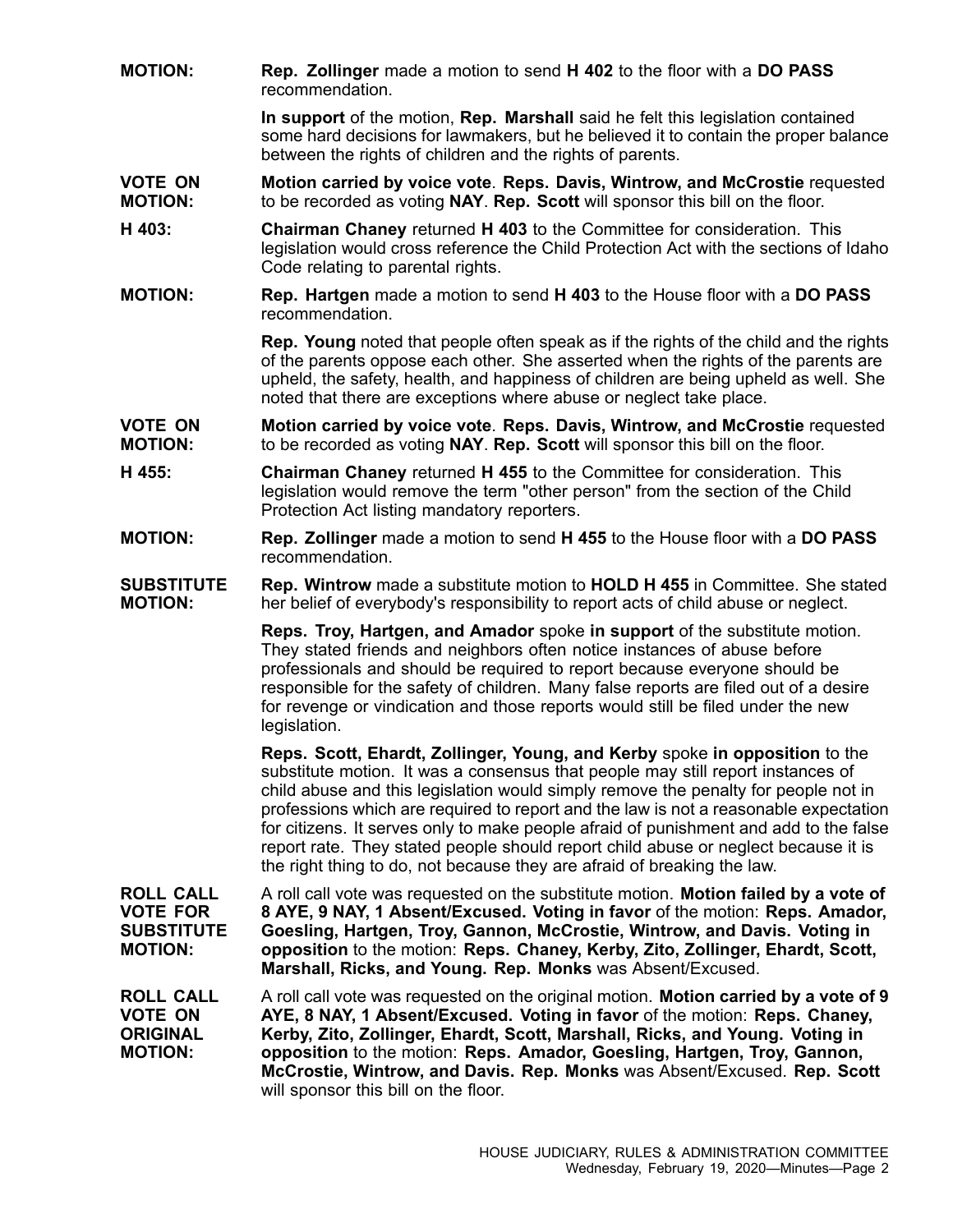**MOTION:** **Rep. Zollinger** made a motion to send **H 402** to the floor with a **DO PASS** recommendation.

**In support** of the motion, **Rep. Marshall** said he felt this legislation contained some hard decisions for lawmakers, but he believed it to contain the proper balance between the rights of children and the rights of parents.

**VOTE ON MOTION:** **Motion carried by voice vote**. **Reps. Davis, Wintrow, and McCrostie** requested to be recorded as voting **NAY**. **Rep. Scott** will sponsor this bill on the floor.

**H 403:** **Chairman Chaney** returned **H 403** to the Committee for consideration. This legislation would cross reference the Child Protection Act with the sections of Idaho Code relating to parental rights.

**MOTION:** **Rep. Hartgen** made a motion to send **H 403** to the House floor with a **DO PASS** recommendation.

**Rep. Young** noted that people often speak as if the rights of the child and the rights of the parents oppose each other. She asserted when the rights of the parents are upheld, the safety, health, and happiness of children are being upheld as well. She noted that there are exceptions where abuse or neglect take place.

**VOTE ON MOTION:** **Motion carried by voice vote**. **Reps. Davis, Wintrow, and McCrostie** requested to be recorded as voting **NAY**. **Rep. Scott** will sponsor this bill on the floor.

**H 455:** **Chairman Chaney** returned **H 455** to the Committee for consideration. This legislation would remove the term "other person" from the section of the Child Protection Act listing mandatory reporters.

**MOTION:** **Rep. Zollinger** made a motion to send **H 455** to the House floor with a **DO PASS** recommendation.

**SUBSTITUTE MOTION:** **Rep. Wintrow** made a substitute motion to **HOLD H 455** in Committee. She stated her belief of everybody's responsibility to report acts of child abuse or neglect.

**Reps. Troy, Hartgen, and Amador** spoke **in support** of the substitute motion. They stated friends and neighbors often notice instances of abuse before professionals and should be required to report because everyone should be responsible for the safety of children. Many false reports are filed out of a desire for revenge or vindication and those reports would still be filed under the new legislation.

**Reps. Scott, Ehardt, Zollinger, Young, and Kerby** spoke **in opposition** to the substitute motion. It was a consensus that people may still report instances of child abuse and this legislation would simply remove the penalty for people not in professions which are required to report and the law is not a reasonable expectation for citizens. It serves only to make people afraid of punishment and add to the false report rate. They stated people should report child abuse or neglect because it is the right thing to do, not because they are afraid of breaking the law.

**ROLL CALL VOTE FOR SUBSTITUTE MOTION:** A roll call vote was requested on the substitute motion. **Motion failed by a vote of 8 AYE, 9 NAY, 1 Absent/Excused. Voting in favor** of the motion: **Reps. Amador, Goesling, Hartgen, Troy, Gannon, McCrostie, Wintrow, and Davis. Voting in opposition** to the motion: **Reps. Chaney, Kerby, Zito, Zollinger, Ehardt, Scott, Marshall, Ricks, and Young. Rep. Monks** was Absent/Excused.

**ROLL CALL VOTE ON ORIGINAL MOTION:** A roll call vote was requested on the original motion. **Motion carried by a vote of 9 AYE, 8 NAY, 1 Absent/Excused. Voting in favor** of the motion: **Reps. Chaney, Kerby, Zito, Zollinger, Ehardt, Scott, Marshall, Ricks, and Young. Voting in opposition** to the motion: **Reps. Amador, Goesling, Hartgen, Troy, Gannon, McCrostie, Wintrow, and Davis. Rep. Monks** was Absent/Excused. **Rep. Scott** will sponsor this bill on the floor.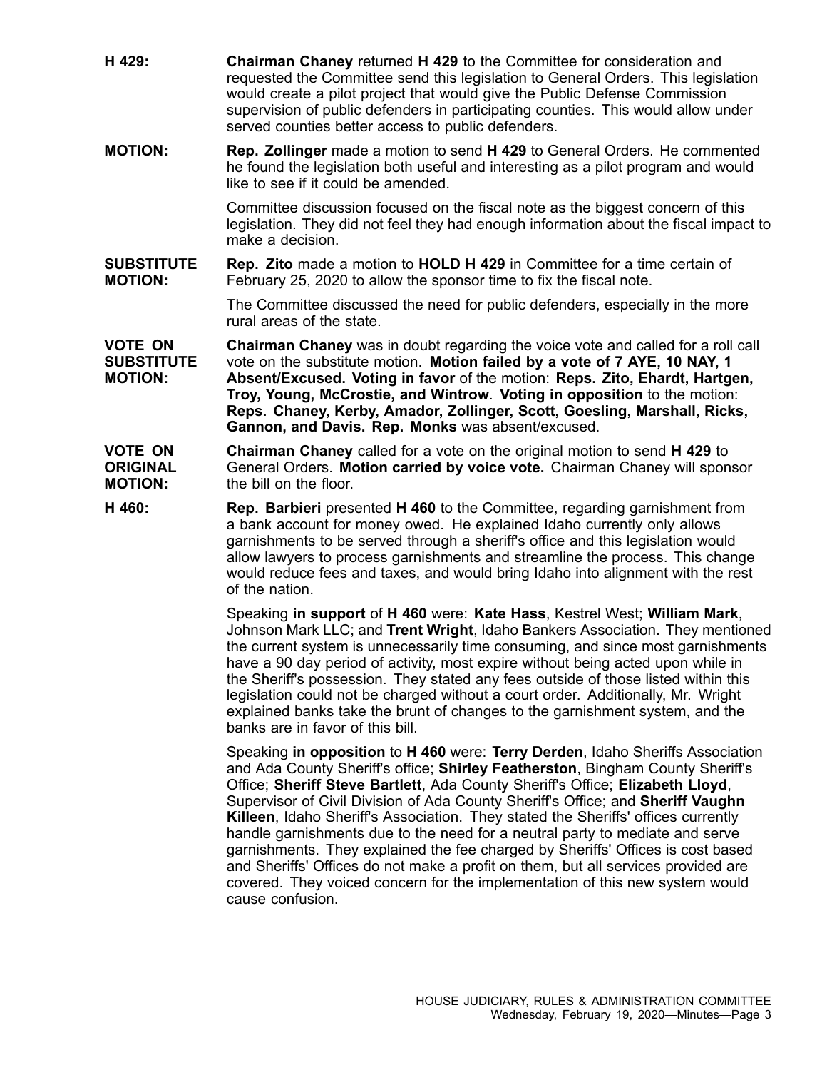**H 429:** **Chairman Chaney** returned **H 429** to the Committee for consideration and requested the Committee send this legislation to General Orders. This legislation would create a pilot project that would give the Public Defense Commission supervision of public defenders in participating counties. This would allow under served counties better access to public defenders.

**MOTION:** **Rep. Zollinger** made a motion to send **H 429** to General Orders. He commented he found the legislation both useful and interesting as a pilot program and would like to see if it could be amended.

Committee discussion focused on the fiscal note as the biggest concern of this legislation. They did not feel they had enough information about the fiscal impact to make a decision.

**SUBSTITUTE MOTION:** **Rep. Zito** made a motion to **HOLD H 429** in Committee for a time certain of February 25, 2020 to allow the sponsor time to fix the fiscal note.

The Committee discussed the need for public defenders, especially in the more rural areas of the state.

**VOTE ON SUBSTITUTE MOTION:** **Chairman Chaney** was in doubt regarding the voice vote and called for a roll call vote on the substitute motion. **Motion failed by a vote of 7 AYE, 10 NAY, 1 Absent/Excused. Voting in favor** of the motion: **Reps. Zito, Ehardt, Hartgen, Troy, Young, McCrostie, and Wintrow**. **Voting in opposition** to the motion: **Reps. Chaney, Kerby, Amador, Zollinger, Scott, Goesling, Marshall, Ricks, Gannon, and Davis. Rep. Monks** was absent/excused.

**VOTE ON ORIGINAL MOTION:** **Chairman Chaney** called for a vote on the original motion to send **H 429** to General Orders. **Motion carried by voice vote.** Chairman Chaney will sponsor the bill on the floor.

**H 460:** **Rep. Barbieri** presented **H 460** to the Committee, regarding garnishment from a bank account for money owed. He explained Idaho currently only allows garnishments to be served through a sheriff's office and this legislation would allow lawyers to process garnishments and streamline the process. This change would reduce fees and taxes, and would bring Idaho into alignment with the rest of the nation.

Speaking **in support** of **H 460** were: **Kate Hass**, Kestrel West; **William Mark**, Johnson Mark LLC; and **Trent Wright**, Idaho Bankers Association. They mentioned the current system is unnecessarily time consuming, and since most garnishments have a 90 day period of activity, most expire without being acted upon while in the Sheriff's possession. They stated any fees outside of those listed within this legislation could not be charged without a court order. Additionally, Mr. Wright explained banks take the brunt of changes to the garnishment system, and the banks are in favor of this bill.

Speaking **in opposition** to **H 460** were: **Terry Derden**, Idaho Sheriffs Association and Ada County Sheriff's office; **Shirley Featherston**, Bingham County Sheriff's Office; **Sheriff Steve Bartlett**, Ada County Sheriff's Office; **Elizabeth Lloyd**, Supervisor of Civil Division of Ada County Sheriff's Office; and **Sheriff Vaughn Killeen**, Idaho Sheriff's Association. They stated the Sheriffs' offices currently handle garnishments due to the need for a neutral party to mediate and serve garnishments. They explained the fee charged by Sheriffs' Offices is cost based and Sheriffs' Offices do not make a profit on them, but all services provided are covered. They voiced concern for the implementation of this new system would cause confusion.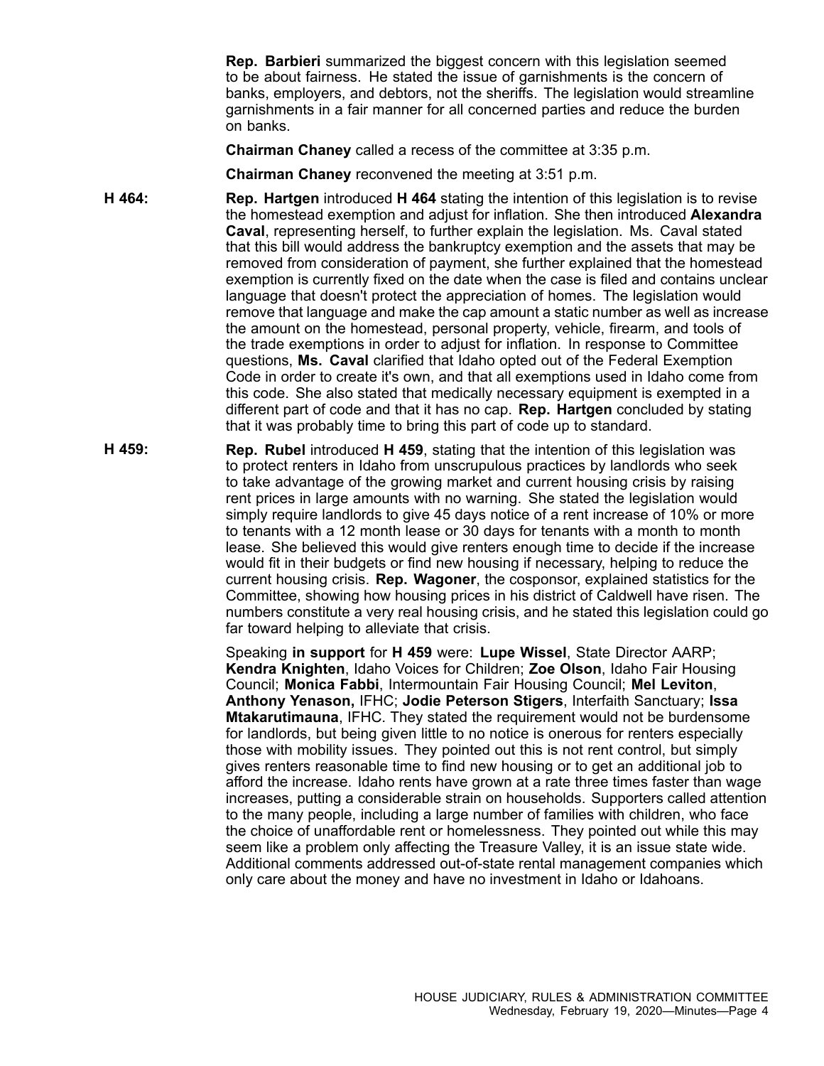**Rep. Barbieri** summarized the biggest concern with this legislation seemed to be about fairness. He stated the issue of garnishments is the concern of banks, employers, and debtors, not the sheriffs. The legislation would streamline garnishments in a fair manner for all concerned parties and reduce the burden on banks.

**Chairman Chaney** called a recess of the committee at 3:35 p.m.

**Chairman Chaney** reconvened the meeting at 3:51 p.m.

**H 464:** **Rep. Hartgen** introduced **H 464** stating the intention of this legislation is to revise the homestead exemption and adjust for inflation. She then introduced **Alexandra Caval**, representing herself, to further explain the legislation. Ms. Caval stated that this bill would address the bankruptcy exemption and the assets that may be removed from consideration of payment, she further explained that the homestead exemption is currently fixed on the date when the case is filed and contains unclear language that doesn't protect the appreciation of homes. The legislation would remove that language and make the cap amount a static number as well as increase the amount on the homestead, personal property, vehicle, firearm, and tools of the trade exemptions in order to adjust for inflation. In response to Committee questions, **Ms. Caval** clarified that Idaho opted out of the Federal Exemption Code in order to create it's own, and that all exemptions used in Idaho come from this code. She also stated that medically necessary equipment is exempted in a different part of code and that it has no cap. **Rep. Hartgen** concluded by stating that it was probably time to bring this part of code up to standard.

**H 459:** **Rep. Rubel** introduced **H 459**, stating that the intention of this legislation was to protect renters in Idaho from unscrupulous practices by landlords who seek to take advantage of the growing market and current housing crisis by raising rent prices in large amounts with no warning. She stated the legislation would simply require landlords to give 45 days notice of a rent increase of 10% or more to tenants with a 12 month lease or 30 days for tenants with a month to month lease. She believed this would give renters enough time to decide if the increase would fit in their budgets or find new housing if necessary, helping to reduce the current housing crisis. **Rep. Wagoner**, the cosponsor, explained statistics for the Committee, showing how housing prices in his district of Caldwell have risen. The numbers constitute a very real housing crisis, and he stated this legislation could go far toward helping to alleviate that crisis.

Speaking **in support** for **H 459** were: **Lupe Wissel**, State Director AARP; **Kendra Knighten**, Idaho Voices for Children; **Zoe Olson**, Idaho Fair Housing Council; **Monica Fabbi**, Intermountain Fair Housing Council; **Mel Leviton**, **Anthony Yenason,** IFHC; **Jodie Peterson Stigers**, Interfaith Sanctuary; **Issa Mtakarutimauna**, IFHC. They stated the requirement would not be burdensome for landlords, but being given little to no notice is onerous for renters especially those with mobility issues. They pointed out this is not rent control, but simply gives renters reasonable time to find new housing or to get an additional job to afford the increase. Idaho rents have grown at a rate three times faster than wage increases, putting a considerable strain on households. Supporters called attention to the many people, including a large number of families with children, who face the choice of unaffordable rent or homelessness. They pointed out while this may seem like a problem only affecting the Treasure Valley, it is an issue state wide. Additional comments addressed out-of-state rental management companies which only care about the money and have no investment in Idaho or Idahoans.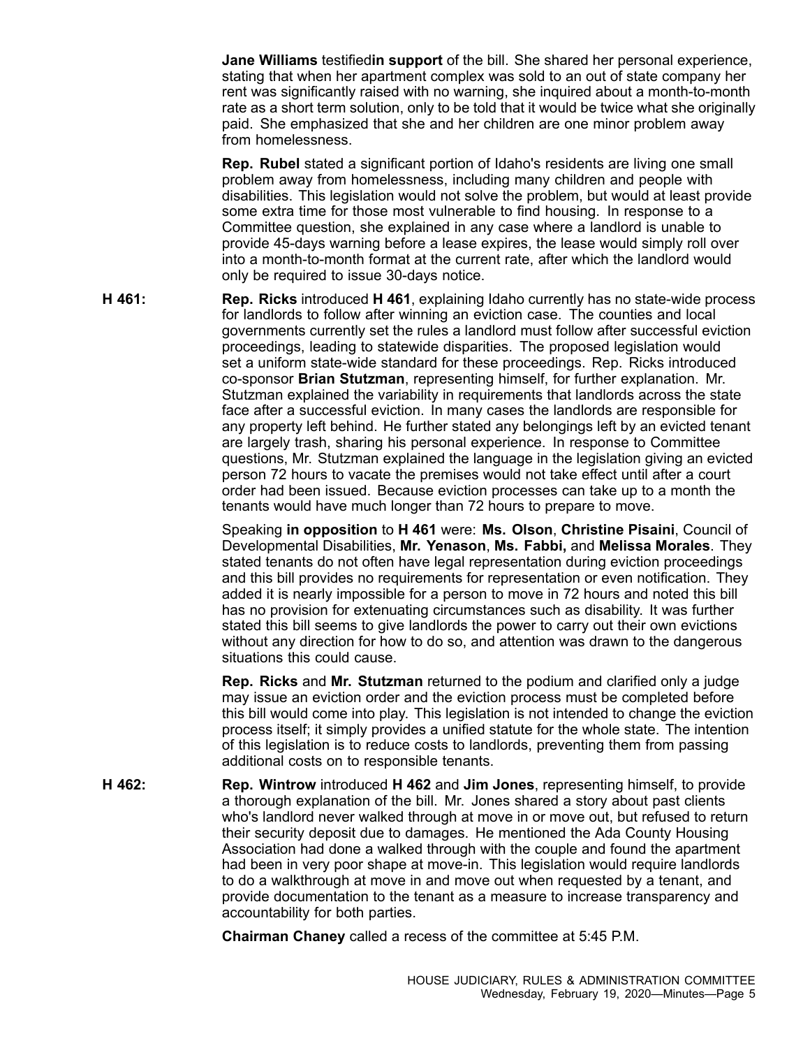**Jane Williams** testified**in support** of the bill. She shared her personal experience, stating that when her apartment complex was sold to an out of state company her rent was significantly raised with no warning, she inquired about a month-to-month rate as a short term solution, only to be told that it would be twice what she originally paid. She emphasized that she and her children are one minor problem away from homelessness.

**Rep. Rubel** stated a significant portion of Idaho's residents are living one small problem away from homelessness, including many children and people with disabilities. This legislation would not solve the problem, but would at least provide some extra time for those most vulnerable to find housing. In response to a Committee question, she explained in any case where a landlord is unable to provide 45-days warning before a lease expires, the lease would simply roll over into a month-to-month format at the current rate, after which the landlord would only be required to issue 30-days notice.

**H 461:** **Rep. Ricks** introduced **H 461**, explaining Idaho currently has no state-wide process for landlords to follow after winning an eviction case. The counties and local governments currently set the rules a landlord must follow after successful eviction proceedings, leading to statewide disparities. The proposed legislation would set a uniform state-wide standard for these proceedings. Rep. Ricks introduced co-sponsor **Brian Stutzman**, representing himself, for further explanation. Mr. Stutzman explained the variability in requirements that landlords across the state face after a successful eviction. In many cases the landlords are responsible for any property left behind. He further stated any belongings left by an evicted tenant are largely trash, sharing his personal experience. In response to Committee questions, Mr. Stutzman explained the language in the legislation giving an evicted person 72 hours to vacate the premises would not take effect until after a court order had been issued. Because eviction processes can take up to a month the tenants would have much longer than 72 hours to prepare to move.

Speaking **in opposition** to **H 461** were: **Ms. Olson**, **Christine Pisaini**, Council of Developmental Disabilities, **Mr. Yenason**, **Ms. Fabbi,** and **Melissa Morales**. They stated tenants do not often have legal representation during eviction proceedings and this bill provides no requirements for representation or even notification. They added it is nearly impossible for a person to move in 72 hours and noted this bill has no provision for extenuating circumstances such as disability. It was further stated this bill seems to give landlords the power to carry out their own evictions without any direction for how to do so, and attention was drawn to the dangerous situations this could cause.

**Rep. Ricks** and **Mr. Stutzman** returned to the podium and clarified only a judge may issue an eviction order and the eviction process must be completed before this bill would come into play. This legislation is not intended to change the eviction process itself; it simply provides a unified statute for the whole state. The intention of this legislation is to reduce costs to landlords, preventing them from passing additional costs on to responsible tenants.

**H 462:** **Rep. Wintrow** introduced **H 462** and **Jim Jones**, representing himself, to provide a thorough explanation of the bill. Mr. Jones shared a story about past clients who's landlord never walked through at move in or move out, but refused to return their security deposit due to damages. He mentioned the Ada County Housing Association had done a walked through with the couple and found the apartment had been in very poor shape at move-in. This legislation would require landlords to do a walkthrough at move in and move out when requested by a tenant, and provide documentation to the tenant as a measure to increase transparency and accountability for both parties.

**Chairman Chaney** called a recess of the committee at 5:45 P.M.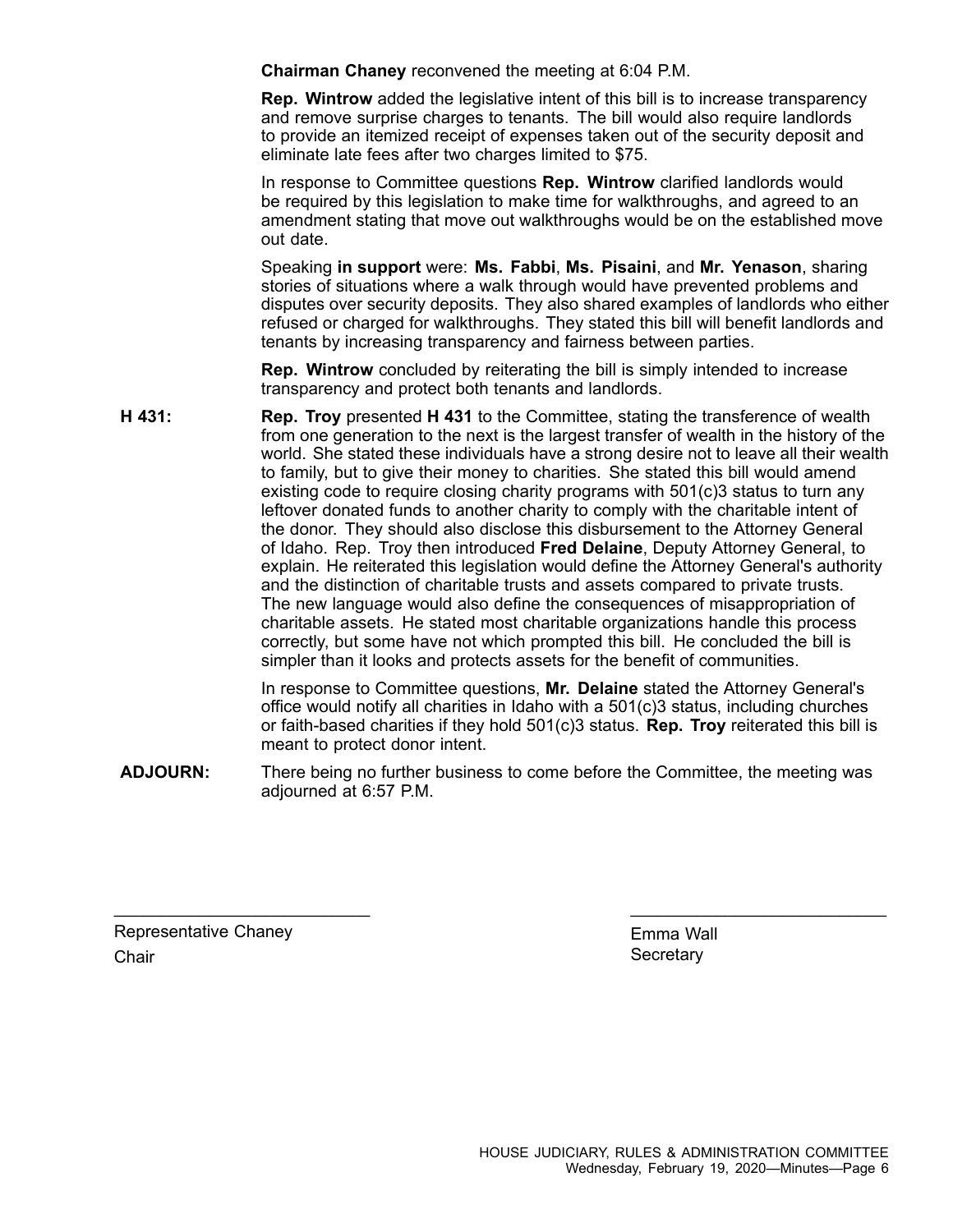**Chairman Chaney** reconvened the meeting at 6:04 P.M.

**Rep. Wintrow** added the legislative intent of this bill is to increase transparency and remove surprise charges to tenants. The bill would also require landlords to provide an itemized receipt of expenses taken out of the security deposit and eliminate late fees after two charges limited to $75.

In response to Committee questions **Rep. Wintrow** clarified landlords would be required by this legislation to make time for walkthroughs, and agreed to an amendment stating that move out walkthroughs would be on the established move out date.

Speaking **in support** were: **Ms. Fabbi**, **Ms. Pisaini**, and **Mr. Yenason**, sharing stories of situations where a walk through would have prevented problems and disputes over security deposits. They also shared examples of landlords who either refused or charged for walkthroughs. They stated this bill will benefit landlords and tenants by increasing transparency and fairness between parties.

**Rep. Wintrow** concluded by reiterating the bill is simply intended to increase transparency and protect both tenants and landlords.

**H 431:** **Rep. Troy** presented **H 431** to the Committee, stating the transference of wealth from one generation to the next is the largest transfer of wealth in the history of the world. She stated these individuals have a strong desire not to leave all their wealth to family, but to give their money to charities. She stated this bill would amend existing code to require closing charity programs with 501(c)3 status to turn any leftover donated funds to another charity to comply with the charitable intent of the donor. They should also disclose this disbursement to the Attorney General of Idaho. Rep. Troy then introduced **Fred Delaine**, Deputy Attorney General, to explain. He reiterated this legislation would define the Attorney General's authority and the distinction of charitable trusts and assets compared to private trusts. The new language would also define the consequences of misappropriation of charitable assets. He stated most charitable organizations handle this process correctly, but some have not which prompted this bill. He concluded the bill is simpler than it looks and protects assets for the benefit of communities.

In response to Committee questions, **Mr. Delaine** stated the Attorney General's office would notify all charities in Idaho with a 501(c)3 status, including churches or faith-based charities if they hold 501(c)3 status. **Rep. Troy** reiterated this bill is meant to protect donor intent.

**ADJOURN:** There being no further business to come before the Committee, the meeting was adjourned at 6:57 P.M.

___________________________
Representative Chaney
Chair

___________________________
Emma Wall
Secretary